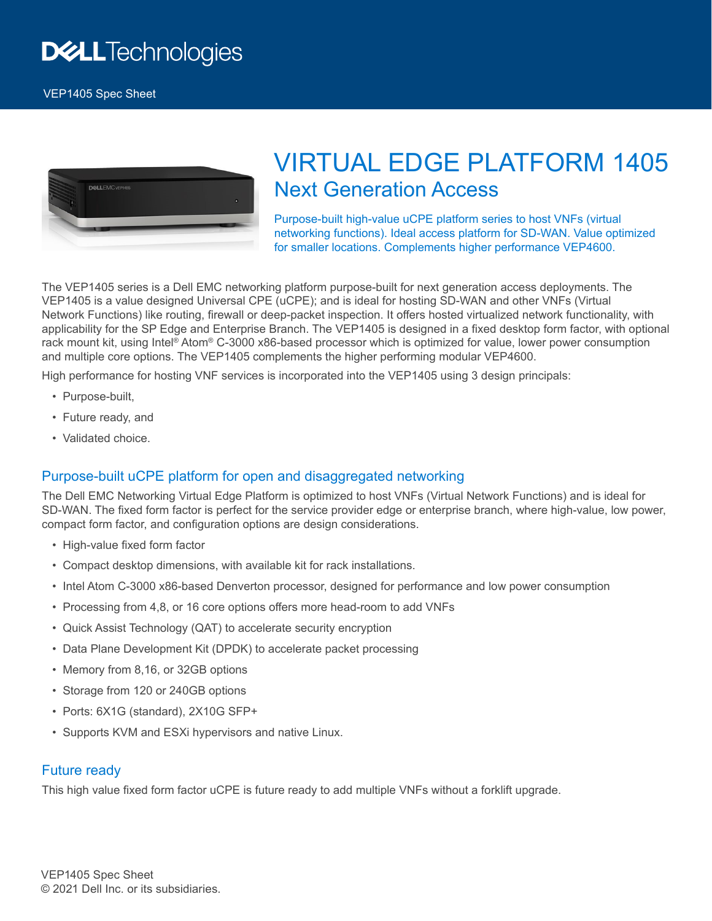# VIRTUAL EDGE PLATFORM 1405

## Next Generation Access

Purpose-built high-value uCPE platform series to host VNFs (virtual networking functions). Ideal access platform for SD-WAN. Value optimized for smaller locations. Complements higher performance VEP4600.

The VEP1405 series is a Dell EMC networking platform purpose-built for next generation access deployments. The VEP1405 is a value designed Universal CPE (uCPE); and is ideal for hosting SD-WAN and other VNFs (Virtual Network Functions) like routing, firewall or deep-packet inspection. It offers hosted virtualized network functionality, with applicability for the SP Edge and Enterprise Branch. The VEP1405 is designed in a fixed desktop form factor, with optional rack mount kit, using Intel® Atom® C-3000 x86-based processor which is optimized for value, lower power consumption and multiple core options. The VEP1405 complements the higher performing modular VEP4600.

High performance for hosting VNF services is incorporated into the VEP1405 using 3 design principals:

- Purpose-built,
- Future ready, and
- Validated choice.

## Purpose-built uCPE platform for open and disaggregated networking

The Dell EMC Networking Virtual Edge Platform is optimized to host VNFs (Virtual Network Functions) and is ideal for SD-WAN. The fixed form factor is perfect for the service provider edge or enterprise branch, where high-value, low power, compact form factor, and configuration options are design considerations.

- High-value fixed form factor
- Compact desktop dimensions, with available kit for rack installations.
- Intel Atom C-3000 x86-based Denverton processor, designed for performance and low power consumption
- Processing from 4,8, or 16 core options offers more head-room to add VNFs
- Quick Assist Technology (QAT) to accelerate security encryption
- Data Plane Development Kit (DPDK) to accelerate packet processing
- Memory from 8,16, or 32GB options
- Storage from 120 or 240GB options
- Ports: 6X1G (standard), 2X10G SFP+
- Supports KVM and ESXi hypervisors and native Linux.

## Future ready

This high value fixed form factor uCPE is future ready to add multiple VNFs without a forklift upgrade.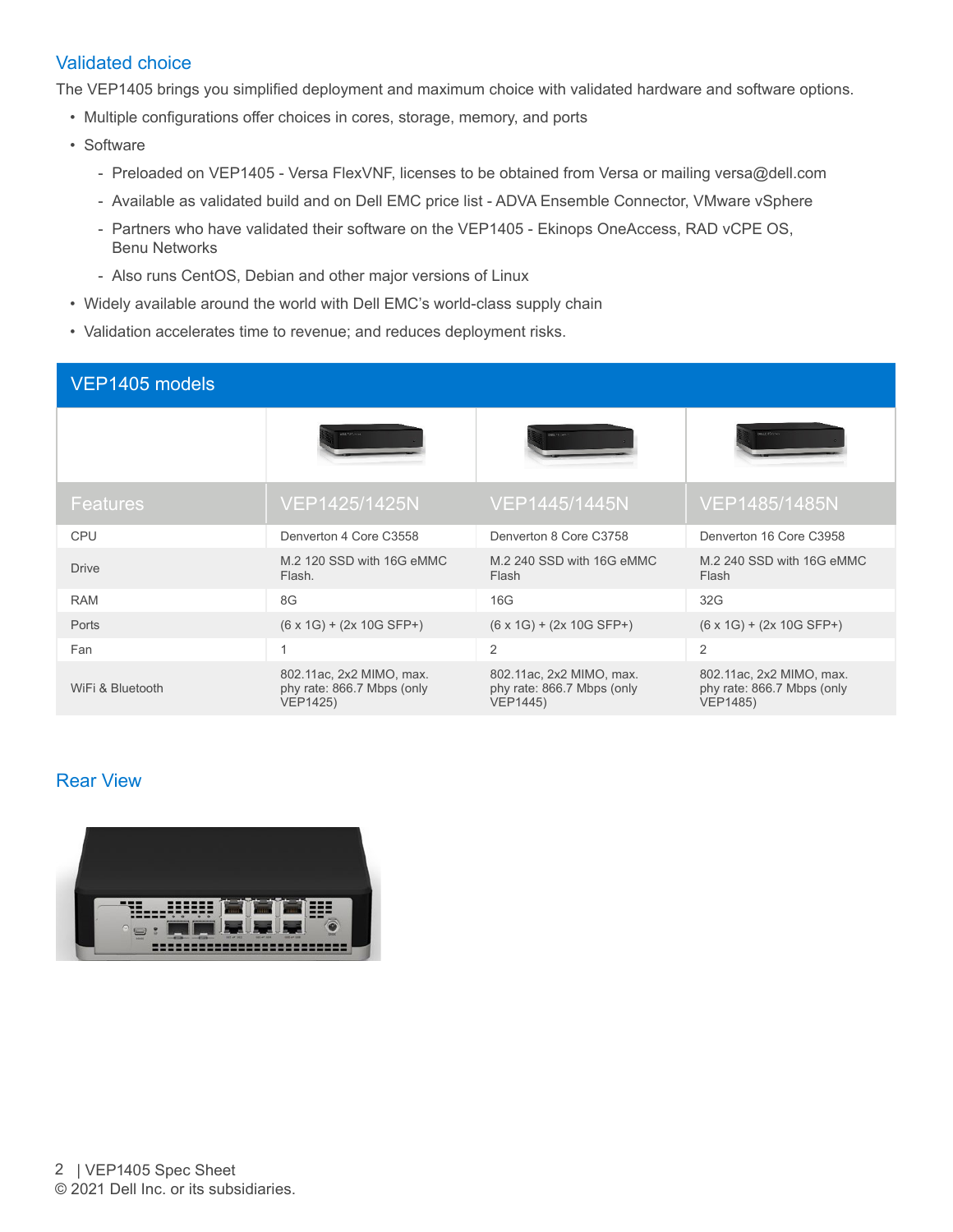## Validated choice

The VEP1405 brings you simplified deployment and maximum choice with validated hardware and software options.

- Multiple configurations offer choices in cores, storage, memory, and ports
- Software
  - Preloaded on VEP1405 - Versa FlexVNF, licenses to be obtained from Versa or mailing versa@dell.com
  - Available as validated build and on Dell EMC price list - ADVA Ensemble Connector, VMware vSphere
  - Partners who have validated their software on the VEP1405 - Ekinops OneAccess, RAD vCPE OS, Benu Networks
  - Also runs CentOS, Debian and other major versions of Linux
- Widely available around the world with Dell EMC's world-class supply chain
- Validation accelerates time to revenue; and reduces deployment risks.

## VEP1405 models

| Features | VEP1425/1425N | VEP1445/1445N | VEP1485/1485N |
|---|---|---|---|
| CPU | Denverton 4 Core C3558 | Denverton 8 Core C3758 | Denverton 16 Core C3958 |
| Drive | M.2 120 SSD with 16G eMMC Flash. | M.2 240 SSD with 16G eMMC Flash | M.2 240 SSD with 16G eMMC Flash |
| RAM | 8G | 16G | 32G |
| Ports | (6 x 1G) + (2x 10G SFP+) | (6 x 1G) + (2x 10G SFP+) | (6 x 1G) + (2x 10G SFP+) |
| Fan | 1 | 2 | 2 |
| WiFi & Bluetooth | 802.11ac, 2x2 MIMO, max. phy rate: 866.7 Mbps (only VEP1425) | 802.11ac, 2x2 MIMO, max. phy rate: 866.7 Mbps (only VEP1445) | 802.11ac, 2x2 MIMO, max. phy rate: 866.7 Mbps (only VEP1485) |

## Rear View

© 2021 Dell Inc. or its subsidiaries.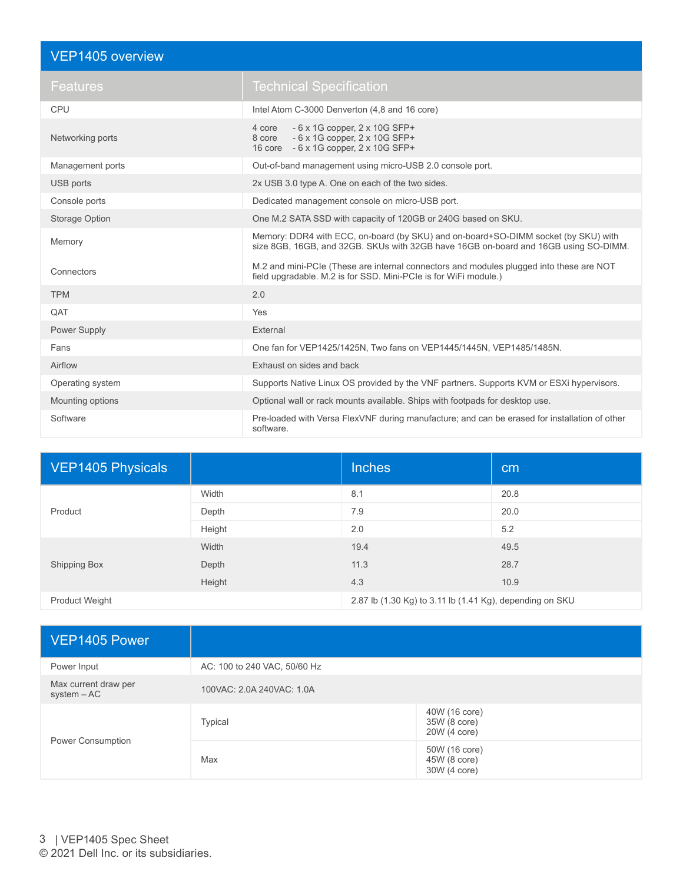## VEP1405 overview

| Features | Technical Specification |
|---|---|
| CPU | Intel Atom C-3000 Denverton (4,8 and 16 core) |
| Networking ports | 4 core - 6 x 1G copper, 2 x 10G SFP+<br>8 core - 6 x 1G copper, 2 x 10G SFP+<br>16 core - 6 x 1G copper, 2 x 10G SFP+ |
| Management ports | Out-of-band management using micro-USB 2.0 console port. |
| USB ports | 2x USB 3.0 type A. One on each of the two sides. |
| Console ports | Dedicated management console on micro-USB port. |
| Storage Option | One M.2 SATA SSD with capacity of 120GB or 240G based on SKU. |
| Memory | Memory: DDR4 with ECC, on-board (by SKU) and on-board+SO-DIMM socket (by SKU) with size 8GB, 16GB, and 32GB. SKUs with 32GB have 16GB on-board and 16GB using SO-DIMM. |
| Connectors | M.2 and mini-PCIe (These are internal connectors and modules plugged into these are NOT field upgradable. M.2 is for SSD. Mini-PCIe is for WiFi module.) |
| TPM | 2.0 |
| QAT | Yes |
| Power Supply | External |
| Fans | One fan for VEP1425/1425N, Two fans on VEP1445/1445N, VEP1485/1485N. |
| Airflow | Exhaust on sides and back |
| Operating system | Supports Native Linux OS provided by the VNF partners. Supports KVM or ESXi hypervisors. |
| Mounting options | Optional wall or rack mounts available. Ships with footpads for desktop use. |
| Software | Pre-loaded with Versa FlexVNF during manufacture; and can be erased for installation of other software. |

## VEP1405 Physicals

| VEP1405 Physicals | | Inches | cm |
|---|---|---|---|
| Product | Width | 8.1 | 20.8 |
| | Depth | 7.9 | 20.0 |
| | Height | 2.0 | 5.2 |
| Shipping Box | Width | 19.4 | 49.5 |
| | Depth | 11.3 | 28.7 |
| | Height | 4.3 | 10.9 |
| Product Weight | | 2.87 lb (1.30 Kg) to 3.11 lb (1.41 Kg), depending on SKU | |

## VEP1405 Power

| VEP1405 Power | | |
|---|---|---|
| Power Input | AC: 100 to 240 VAC, 50/60 Hz | |
| Max current draw per system – AC | 100VAC: 2.0A 240VAC: 1.0A | |
| Power Consumption | Typical | 40W (16 core)<br>35W (8 core)<br>20W (4 core) |
| | Max | 50W (16 core)<br>45W (8 core)<br>30W (4 core) |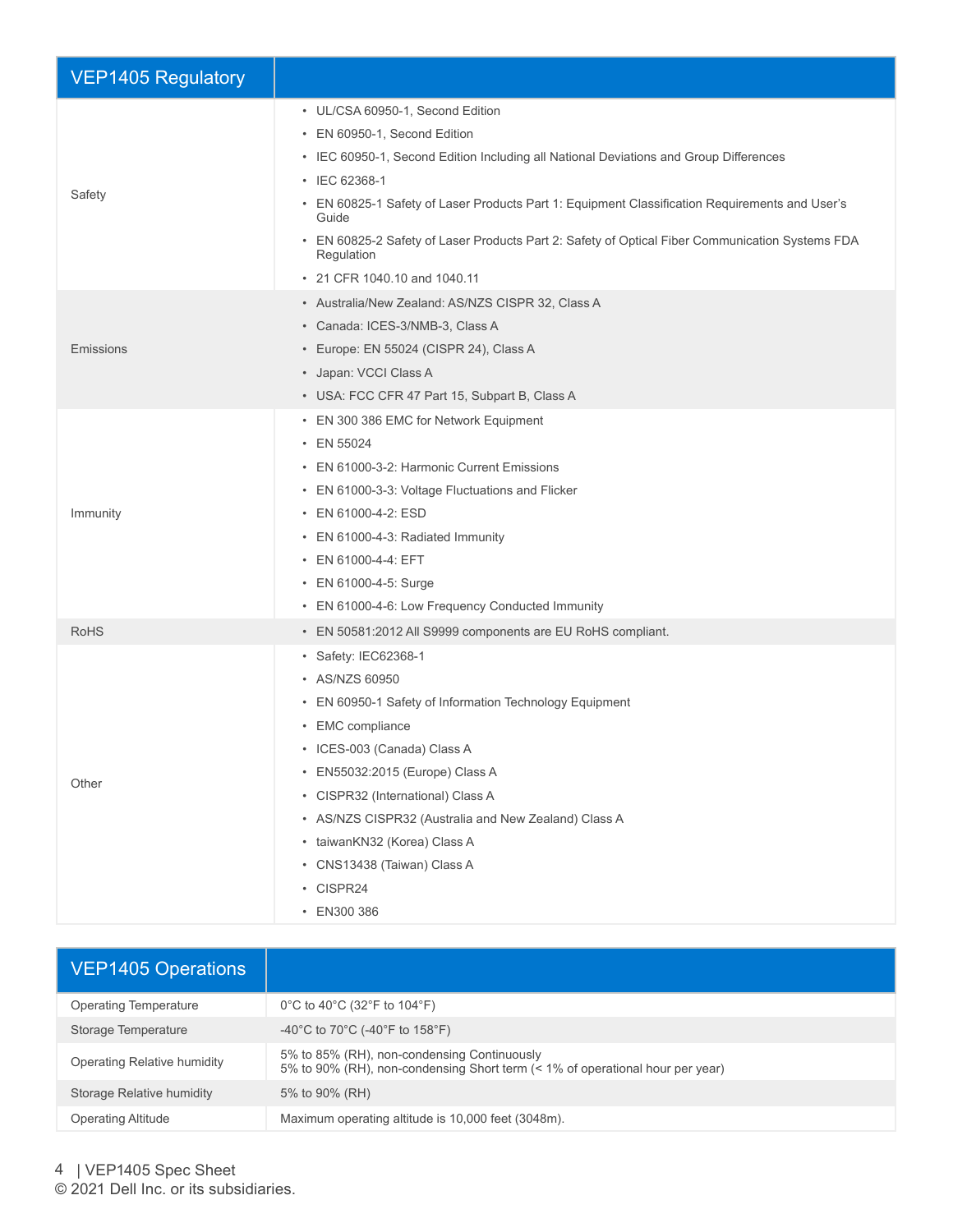| VEP1405 Regulatory | |
|---|---|
| Safety | • UL/CSA 60950-1, Second Edition<br>• EN 60950-1, Second Edition<br>• IEC 60950-1, Second Edition Including all National Deviations and Group Differences<br>• IEC 62368-1<br>• EN 60825-1 Safety of Laser Products Part 1: Equipment Classification Requirements and User's Guide<br>• EN 60825-2 Safety of Laser Products Part 2: Safety of Optical Fiber Communication Systems FDA Regulation<br>• 21 CFR 1040.10 and 1040.11 |
| Emissions | • Australia/New Zealand: AS/NZS CISPR 32, Class A<br>• Canada: ICES-3/NMB-3, Class A<br>• Europe: EN 55024 (CISPR 24), Class A<br>• Japan: VCCI Class A<br>• USA: FCC CFR 47 Part 15, Subpart B, Class A |
| Immunity | • EN 300 386 EMC for Network Equipment<br>• EN 55024<br>• EN 61000-3-2: Harmonic Current Emissions<br>• EN 61000-3-3: Voltage Fluctuations and Flicker<br>• EN 61000-4-2: ESD<br>• EN 61000-4-3: Radiated Immunity<br>• EN 61000-4-4: EFT<br>• EN 61000-4-5: Surge<br>• EN 61000-4-6: Low Frequency Conducted Immunity |
| RoHS | • EN 50581:2012 All S9999 components are EU RoHS compliant. |
| Other | • Safety: IEC62368-1<br>• AS/NZS 60950<br>• EN 60950-1 Safety of Information Technology Equipment<br>• EMC compliance<br>• ICES-003 (Canada) Class A<br>• EN55032:2015 (Europe) Class A<br>• CISPR32 (International) Class A<br>• AS/NZS CISPR32 (Australia and New Zealand) Class A<br>• taiwanKN32 (Korea) Class A<br>• CNS13438 (Taiwan) Class A<br>• CISPR24<br>• EN300 386 |

| VEP1405 Operations | |
|---|---|
| Operating Temperature | 0°C to 40°C (32°F to 104°F) |
| Storage Temperature | -40°C to 70°C (-40°F to 158°F) |
| Operating Relative humidity | 5% to 85% (RH), non-condensing Continuously<br>5% to 90% (RH), non-condensing Short term (< 1% of operational hour per year) |
| Storage Relative humidity | 5% to 90% (RH) |
| Operating Altitude | Maximum operating altitude is 10,000 feet (3048m). |

© 2021 Dell Inc. or its subsidiaries.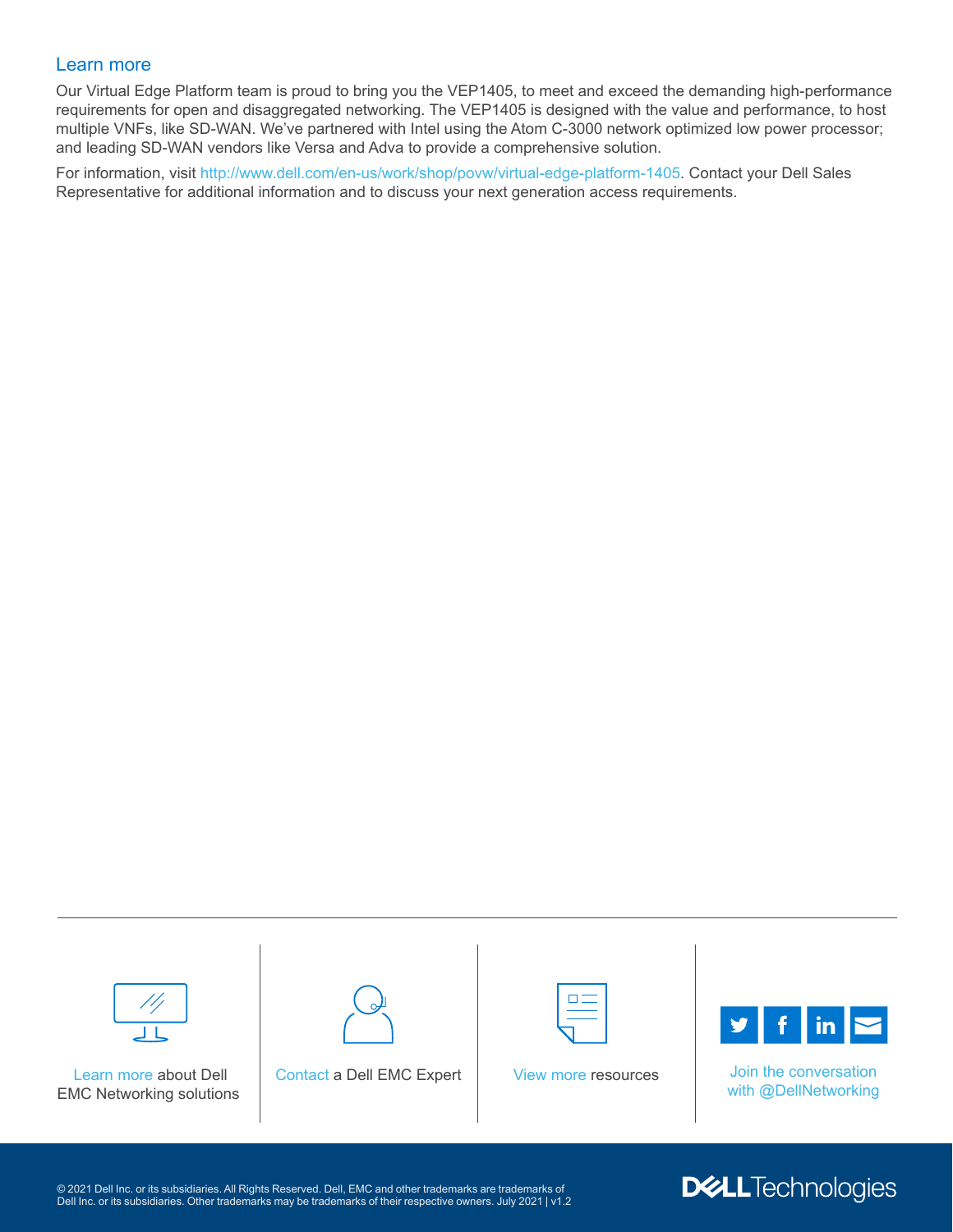## Learn more

Our Virtual Edge Platform team is proud to bring you the VEP1405, to meet and exceed the demanding high-performance requirements for open and disaggregated networking. The VEP1405 is designed with the value and performance, to host multiple VNFs, like SD-WAN. We've partnered with Intel using the Atom C-3000 network optimized low power processor; and leading SD-WAN vendors like Versa and Adva to provide a comprehensive solution.

For information, visit http://www.dell.com/en-us/work/shop/povw/virtual-edge-platform-1405. Contact your Dell Sales Representative for additional information and to discuss your next generation access requirements.

Learn more about Dell EMC Networking solutions

Contact a Dell EMC Expert

View more resources

Join the conversation with @DellNetworking

© 2021 Dell Inc. or its subsidiaries. All Rights Reserved. Dell, EMC and other trademarks are trademarks of Dell Inc. or its subsidiaries. Other trademarks may be trademarks of their respective owners. July 2021 | v1.2